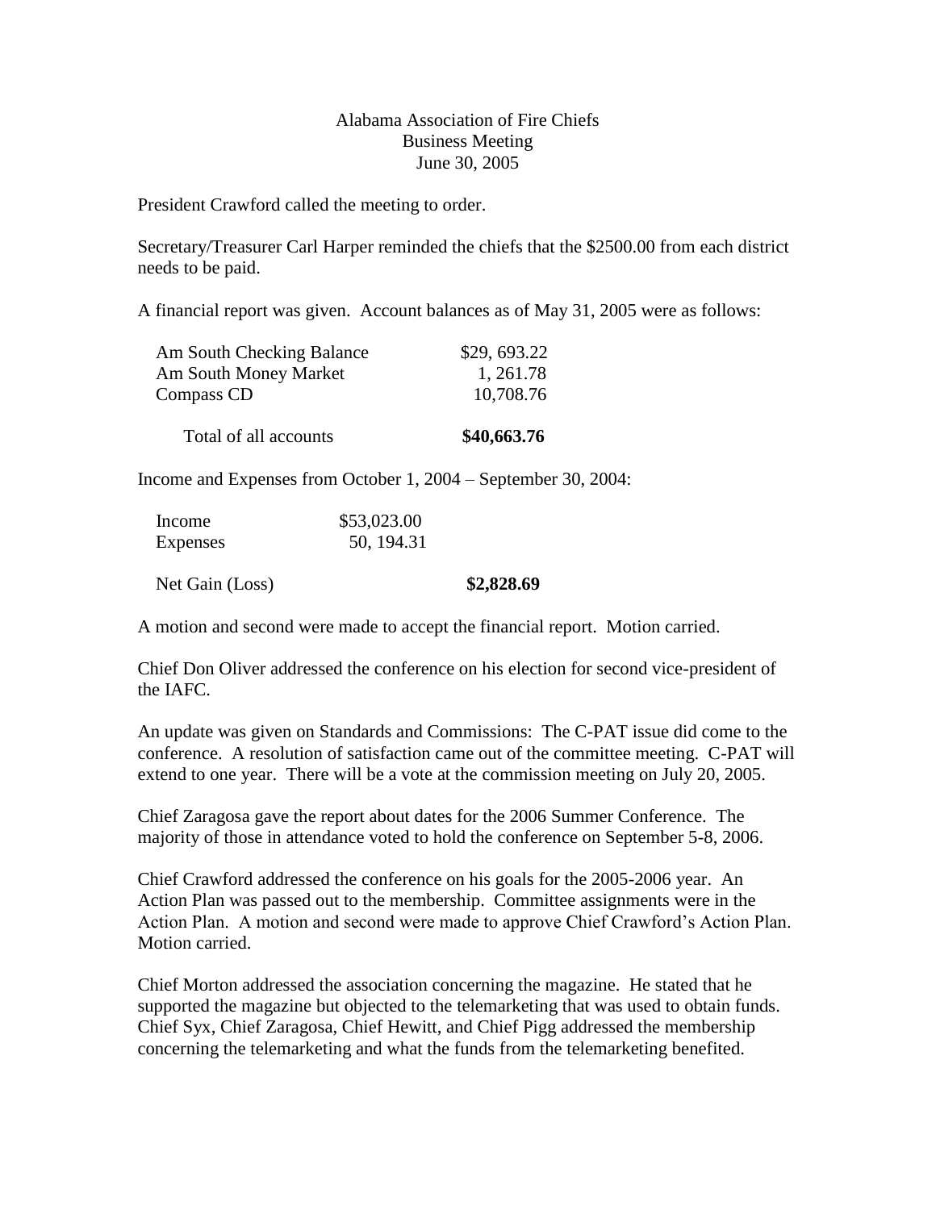# Alabama Association of Fire Chiefs
## Business Meeting
## June 30, 2005

President Crawford called the meeting to order.

Secretary/Treasurer Carl Harper reminded the chiefs that the $2500.00 from each district needs to be paid.

A financial report was given. Account balances as of May 31, 2005 were as follows:

| | |
|---|---|
| Am South Checking Balance | $29, 693.22 |
| Am South Money Market | 1, 261.78 |
| Compass CD | 10,708.76 |
| Total of all accounts | **$40,663.76** |

Income and Expenses from October 1, 2004 – September 30, 2004:

| | | |
|---|---|---|
| Income | $53,023.00 | |
| Expenses | 50, 194.31 | |
| Net Gain (Loss) | | **$2,828.69** |

A motion and second were made to accept the financial report. Motion carried.

Chief Don Oliver addressed the conference on his election for second vice-president of the IAFC.

An update was given on Standards and Commissions: The C-PAT issue did come to the conference. A resolution of satisfaction came out of the committee meeting. C-PAT will extend to one year. There will be a vote at the commission meeting on July 20, 2005.

Chief Zaragosa gave the report about dates for the 2006 Summer Conference. The majority of those in attendance voted to hold the conference on September 5-8, 2006.

Chief Crawford addressed the conference on his goals for the 2005-2006 year. An Action Plan was passed out to the membership. Committee assignments were in the Action Plan. A motion and second were made to approve Chief Crawford's Action Plan. Motion carried.

Chief Morton addressed the association concerning the magazine. He stated that he supported the magazine but objected to the telemarketing that was used to obtain funds. Chief Syx, Chief Zaragosa, Chief Hewitt, and Chief Pigg addressed the membership concerning the telemarketing and what the funds from the telemarketing benefited.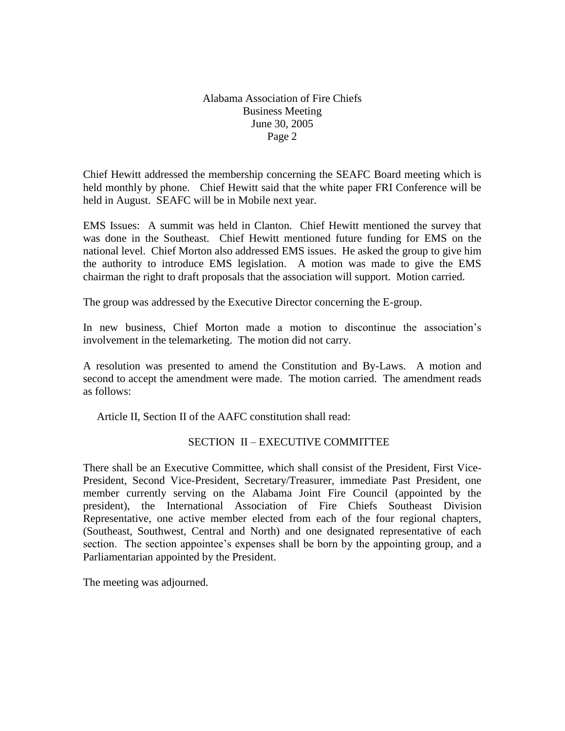Chief Hewitt addressed the membership concerning the SEAFC Board meeting which is held monthly by phone. Chief Hewitt said that the white paper FRI Conference will be held in August. SEAFC will be in Mobile next year.

EMS Issues: A summit was held in Clanton. Chief Hewitt mentioned the survey that was done in the Southeast. Chief Hewitt mentioned future funding for EMS on the national level. Chief Morton also addressed EMS issues. He asked the group to give him the authority to introduce EMS legislation. A motion was made to give the EMS chairman the right to draft proposals that the association will support. Motion carried.

The group was addressed by the Executive Director concerning the E-group.

In new business, Chief Morton made a motion to discontinue the association's involvement in the telemarketing. The motion did not carry.

A resolution was presented to amend the Constitution and By-Laws. A motion and second to accept the amendment were made. The motion carried. The amendment reads as follows:

Article II, Section II of the AAFC constitution shall read:

SECTION II – EXECUTIVE COMMITTEE

There shall be an Executive Committee, which shall consist of the President, First Vice-President, Second Vice-President, Secretary/Treasurer, immediate Past President, one member currently serving on the Alabama Joint Fire Council (appointed by the president), the International Association of Fire Chiefs Southeast Division Representative, one active member elected from each of the four regional chapters, (Southeast, Southwest, Central and North) and one designated representative of each section. The section appointee's expenses shall be born by the appointing group, and a Parliamentarian appointed by the President.

The meeting was adjourned.